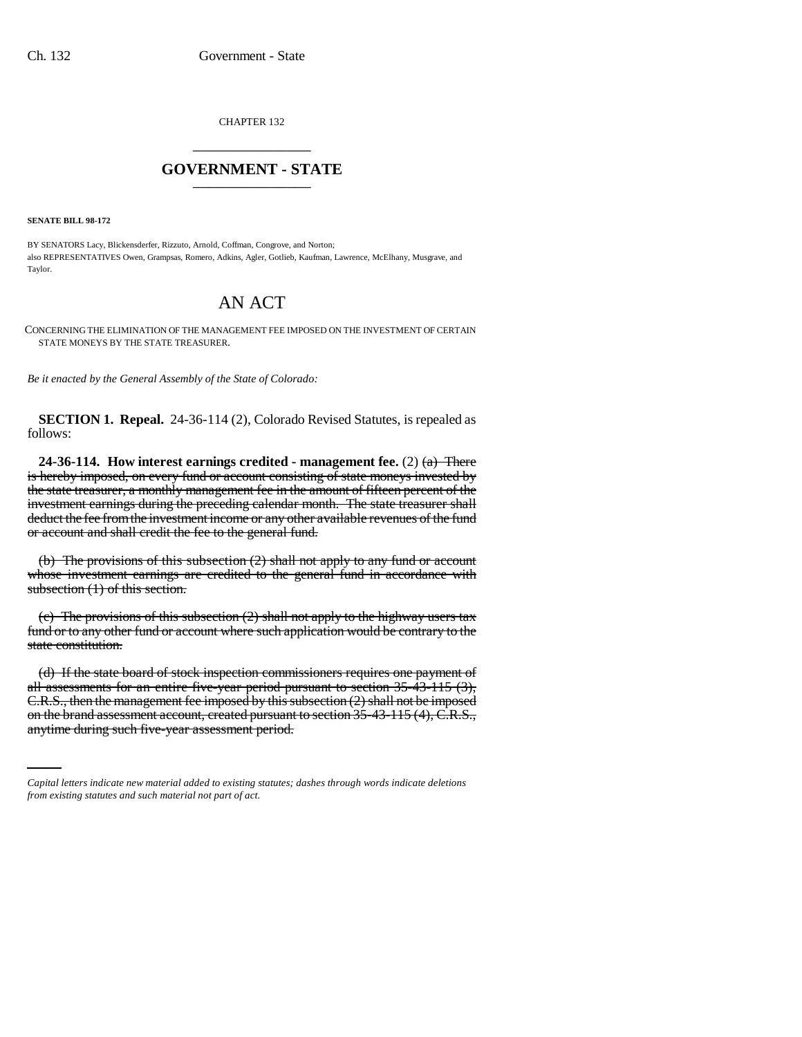CHAPTER 132

---

## GOVERNMENT - STATE

---

**SENATE BILL 98-172**

BY SENATORS Lacy, Blickensderfer, Rizzuto, Arnold, Coffman, Congrove, and Norton;
also REPRESENTATIVES Owen, Grampsas, Romero, Adkins, Agler, Gotlieb, Kaufman, Lawrence, McElhany, Musgrave, and Taylor.

# AN ACT

CONCERNING THE ELIMINATION OF THE MANAGEMENT FEE IMPOSED ON THE INVESTMENT OF CERTAIN STATE MONEYS BY THE STATE TREASURER.

*Be it enacted by the General Assembly of the State of Colorado:*

**SECTION 1. Repeal.** 24-36-114 (2), Colorado Revised Statutes, is repealed as follows:

**24-36-114. How interest earnings credited - management fee.** (2) ~~(a) There is hereby imposed, on every fund or account consisting of state moneys invested by the state treasurer, a monthly management fee in the amount of fifteen percent of the investment earnings during the preceding calendar month. The state treasurer shall deduct the fee from the investment income or any other available revenues of the fund or account and shall credit the fee to the general fund.~~

~~(b) The provisions of this subsection (2) shall not apply to any fund or account whose investment earnings are credited to the general fund in accordance with subsection (1) of this section.~~

~~(c) The provisions of this subsection (2) shall not apply to the highway users tax fund or to any other fund or account where such application would be contrary to the state constitution.~~

~~(d) If the state board of stock inspection commissioners requires one payment of all assessments for an entire five-year period pursuant to section 35-43-115 (3), C.R.S., then the management fee imposed by this subsection (2) shall not be imposed on the brand assessment account, created pursuant to section 35-43-115 (4), C.R.S., anytime during such five-year assessment period.~~

---

*Capital letters indicate new material added to existing statutes; dashes through words indicate deletions from existing statutes and such material not part of act.*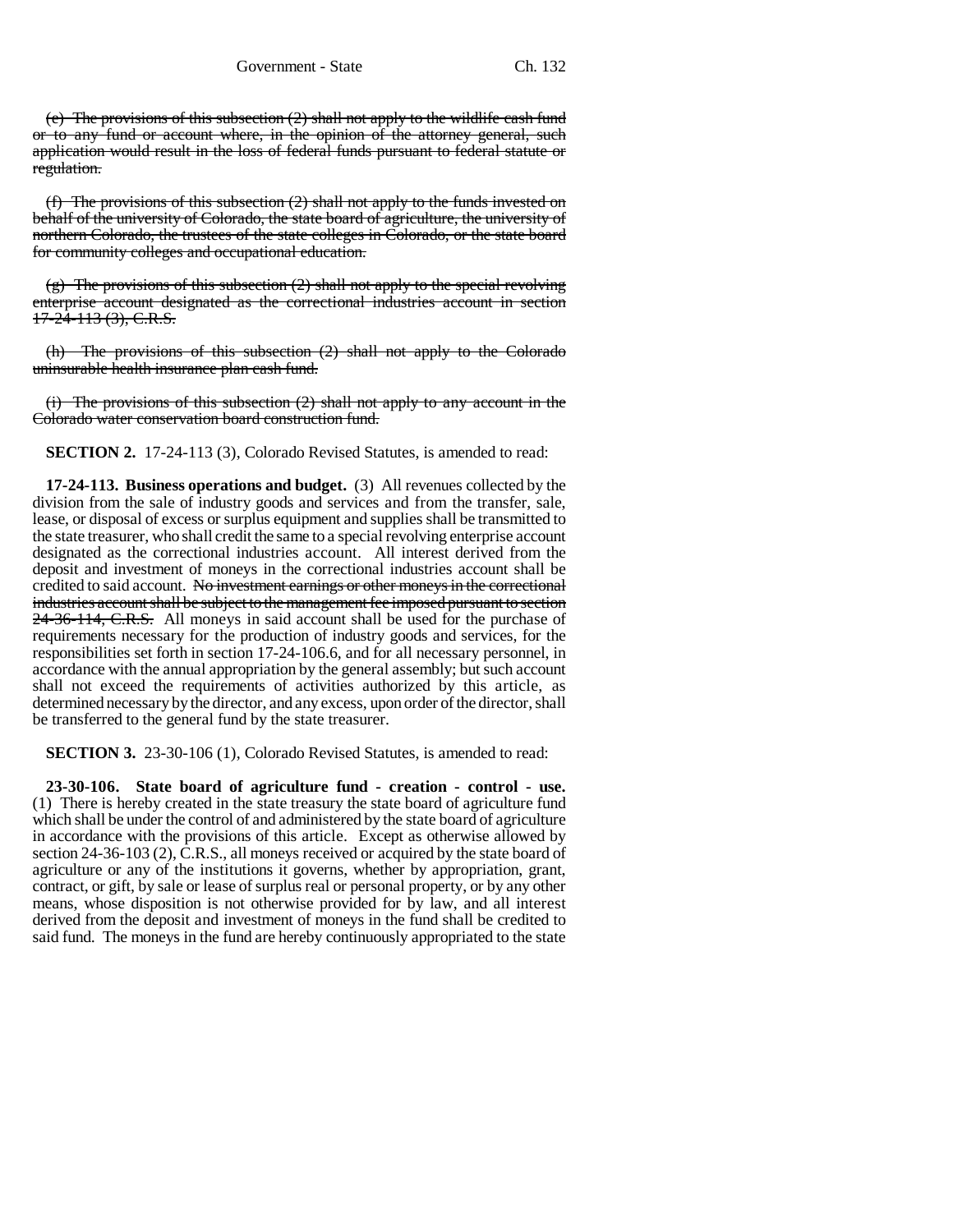~~(e) The provisions of this subsection (2) shall not apply to the wildlife cash fund or to any fund or account where, in the opinion of the attorney general, such application would result in the loss of federal funds pursuant to federal statute or regulation.~~

~~(f) The provisions of this subsection (2) shall not apply to the funds invested on behalf of the university of Colorado, the state board of agriculture, the university of northern Colorado, the trustees of the state colleges in Colorado, or the state board for community colleges and occupational education.~~

~~(g) The provisions of this subsection (2) shall not apply to the special revolving enterprise account designated as the correctional industries account in section 17-24-113 (3), C.R.S.~~

~~(h) The provisions of this subsection (2) shall not apply to the Colorado uninsurable health insurance plan cash fund.~~

~~(i) The provisions of this subsection (2) shall not apply to any account in the Colorado water conservation board construction fund.~~

**SECTION 2.** 17-24-113 (3), Colorado Revised Statutes, is amended to read:

**17-24-113. Business operations and budget.** (3) All revenues collected by the division from the sale of industry goods and services and from the transfer, sale, lease, or disposal of excess or surplus equipment and supplies shall be transmitted to the state treasurer, who shall credit the same to a special revolving enterprise account designated as the correctional industries account. All interest derived from the deposit and investment of moneys in the correctional industries account shall be credited to said account. ~~No investment earnings or other moneys in the correctional industries account shall be subject to the management fee imposed pursuant to section 24-36-114, C.R.S.~~ All moneys in said account shall be used for the purchase of requirements necessary for the production of industry goods and services, for the responsibilities set forth in section 17-24-106.6, and for all necessary personnel, in accordance with the annual appropriation by the general assembly; but such account shall not exceed the requirements of activities authorized by this article, as determined necessary by the director, and any excess, upon order of the director, shall be transferred to the general fund by the state treasurer.

**SECTION 3.** 23-30-106 (1), Colorado Revised Statutes, is amended to read:

**23-30-106. State board of agriculture fund - creation - control - use.** (1) There is hereby created in the state treasury the state board of agriculture fund which shall be under the control of and administered by the state board of agriculture in accordance with the provisions of this article. Except as otherwise allowed by section 24-36-103 (2), C.R.S., all moneys received or acquired by the state board of agriculture or any of the institutions it governs, whether by appropriation, grant, contract, or gift, by sale or lease of surplus real or personal property, or by any other means, whose disposition is not otherwise provided for by law, and all interest derived from the deposit and investment of moneys in the fund shall be credited to said fund. The moneys in the fund are hereby continuously appropriated to the state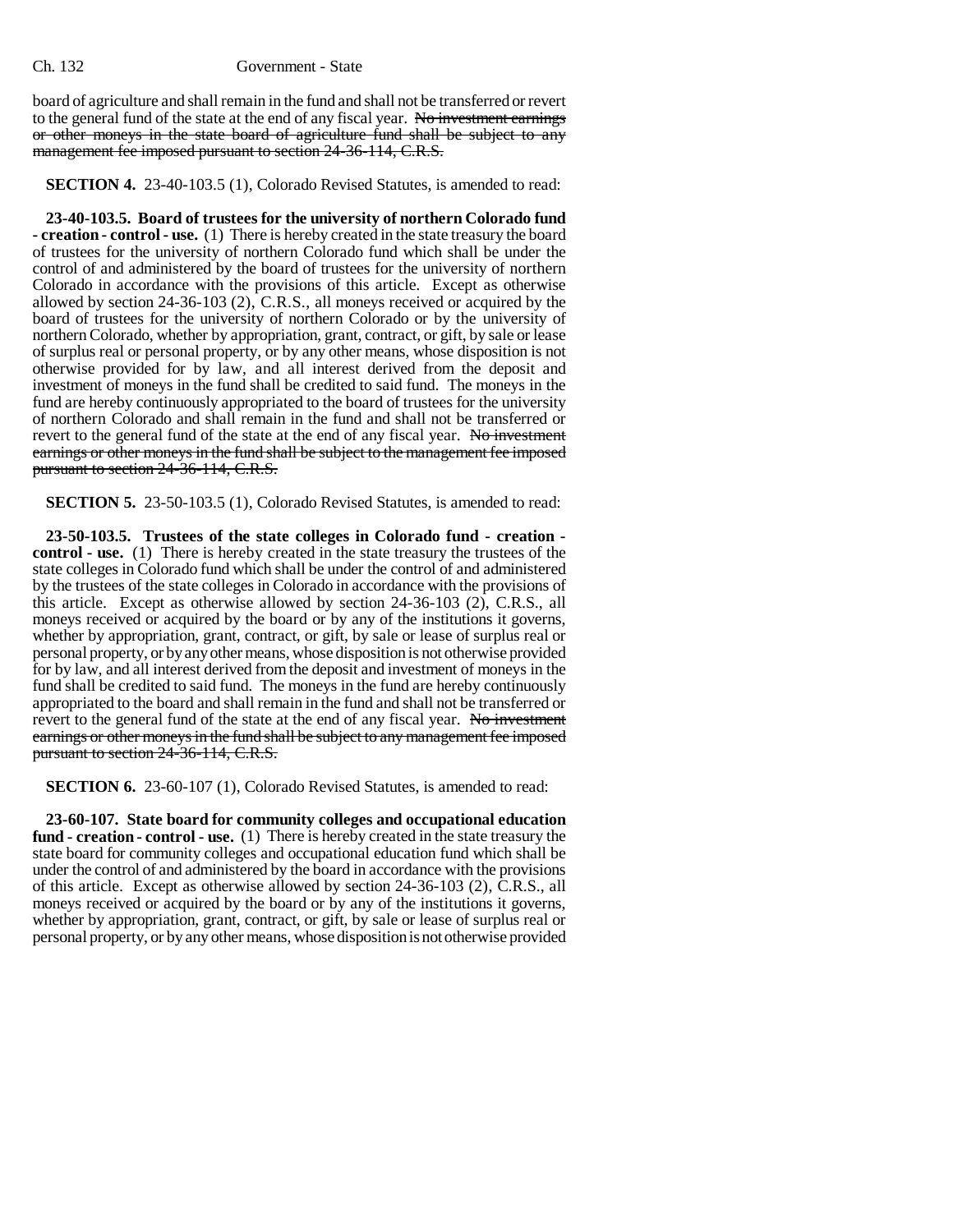board of agriculture and shall remain in the fund and shall not be transferred or revert to the general fund of the state at the end of any fiscal year. ~~No investment earnings or other moneys in the state board of agriculture fund shall be subject to any management fee imposed pursuant to section 24-36-114, C.R.S.~~

**SECTION 4.** 23-40-103.5 (1), Colorado Revised Statutes, is amended to read:

**23-40-103.5. Board of trustees for the university of northern Colorado fund - creation - control - use.** (1) There is hereby created in the state treasury the board of trustees for the university of northern Colorado fund which shall be under the control of and administered by the board of trustees for the university of northern Colorado in accordance with the provisions of this article. Except as otherwise allowed by section 24-36-103 (2), C.R.S., all moneys received or acquired by the board of trustees for the university of northern Colorado or by the university of northern Colorado, whether by appropriation, grant, contract, or gift, by sale or lease of surplus real or personal property, or by any other means, whose disposition is not otherwise provided for by law, and all interest derived from the deposit and investment of moneys in the fund shall be credited to said fund. The moneys in the fund are hereby continuously appropriated to the board of trustees for the university of northern Colorado and shall remain in the fund and shall not be transferred or revert to the general fund of the state at the end of any fiscal year. ~~No investment earnings or other moneys in the fund shall be subject to the management fee imposed pursuant to section 24-36-114, C.R.S.~~

**SECTION 5.** 23-50-103.5 (1), Colorado Revised Statutes, is amended to read:

**23-50-103.5. Trustees of the state colleges in Colorado fund - creation - control - use.** (1) There is hereby created in the state treasury the trustees of the state colleges in Colorado fund which shall be under the control of and administered by the trustees of the state colleges in Colorado in accordance with the provisions of this article. Except as otherwise allowed by section 24-36-103 (2), C.R.S., all moneys received or acquired by the board or by any of the institutions it governs, whether by appropriation, grant, contract, or gift, by sale or lease of surplus real or personal property, or by any other means, whose disposition is not otherwise provided for by law, and all interest derived from the deposit and investment of moneys in the fund shall be credited to said fund. The moneys in the fund are hereby continuously appropriated to the board and shall remain in the fund and shall not be transferred or revert to the general fund of the state at the end of any fiscal year. ~~No investment earnings or other moneys in the fund shall be subject to any management fee imposed pursuant to section 24-36-114, C.R.S.~~

**SECTION 6.** 23-60-107 (1), Colorado Revised Statutes, is amended to read:

**23-60-107. State board for community colleges and occupational education fund - creation - control - use.** (1) There is hereby created in the state treasury the state board for community colleges and occupational education fund which shall be under the control of and administered by the board in accordance with the provisions of this article. Except as otherwise allowed by section 24-36-103 (2), C.R.S., all moneys received or acquired by the board or by any of the institutions it governs, whether by appropriation, grant, contract, or gift, by sale or lease of surplus real or personal property, or by any other means, whose disposition is not otherwise provided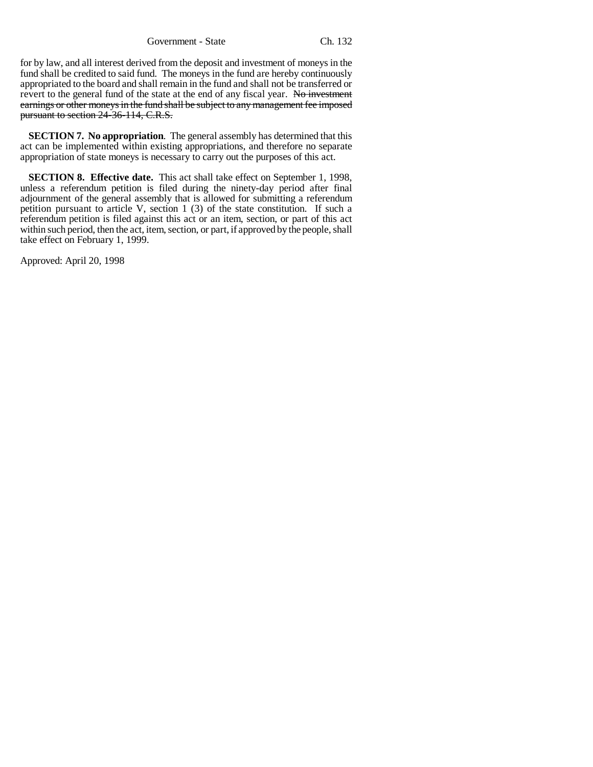for by law, and all interest derived from the deposit and investment of moneys in the fund shall be credited to said fund. The moneys in the fund are hereby continuously appropriated to the board and shall remain in the fund and shall not be transferred or revert to the general fund of the state at the end of any fiscal year. ~~No investment earnings or other moneys in the fund shall be subject to any management fee imposed pursuant to section 24-36-114, C.R.S.~~

**SECTION 7. No appropriation**. The general assembly has determined that this act can be implemented within existing appropriations, and therefore no separate appropriation of state moneys is necessary to carry out the purposes of this act.

**SECTION 8. Effective date.** This act shall take effect on September 1, 1998, unless a referendum petition is filed during the ninety-day period after final adjournment of the general assembly that is allowed for submitting a referendum petition pursuant to article V, section 1 (3) of the state constitution. If such a referendum petition is filed against this act or an item, section, or part of this act within such period, then the act, item, section, or part, if approved by the people, shall take effect on February 1, 1999.

Approved: April 20, 1998